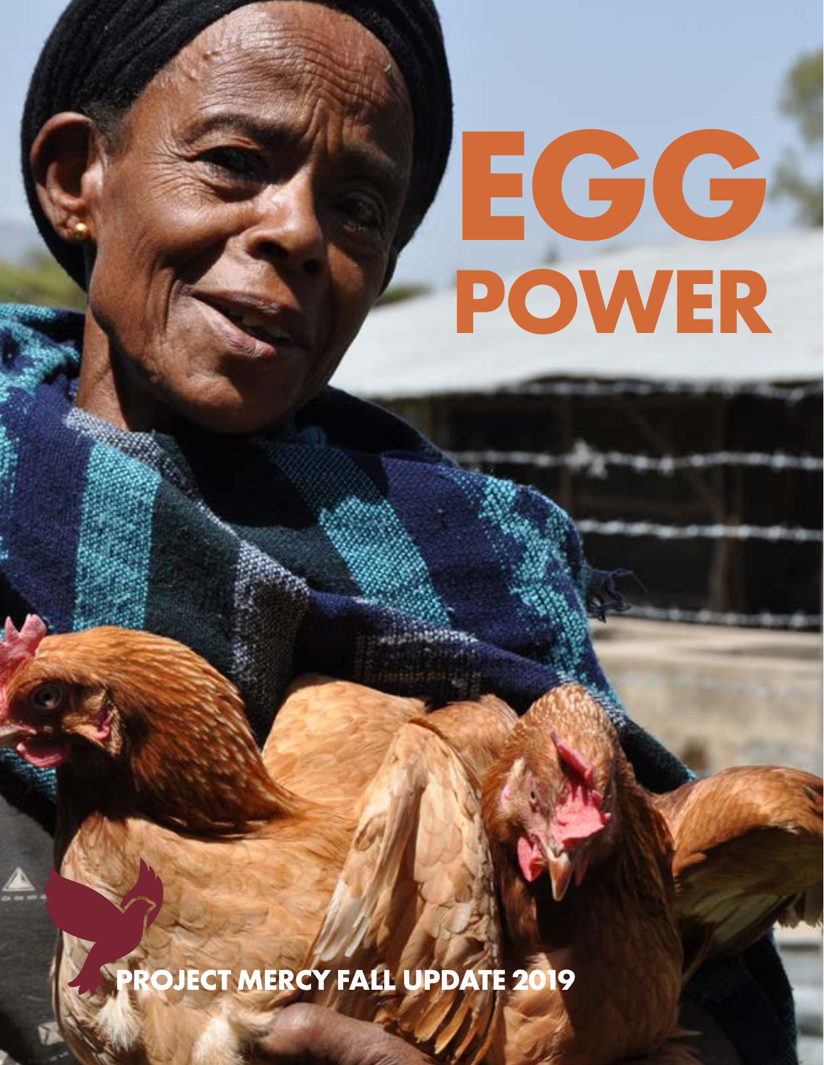# EGG POWER

**PROJECT MERCY FALL UPDATE 2019**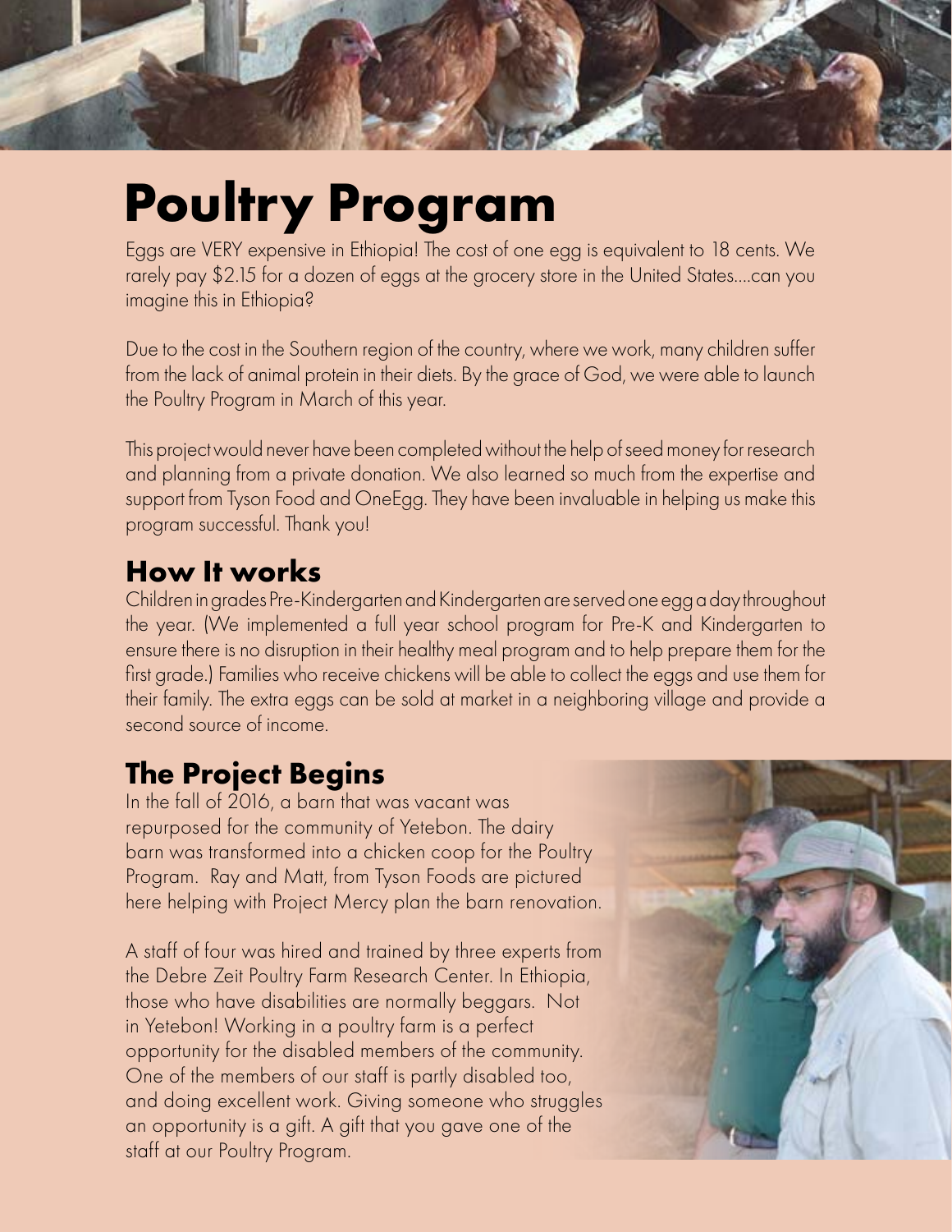# Poultry Program

Eggs are VERY expensive in Ethiopia! The cost of one egg is equivalent to 18 cents. We rarely pay $2.15 for a dozen of eggs at the grocery store in the United States....can you imagine this in Ethiopia?

Due to the cost in the Southern region of the country, where we work, many children suffer from the lack of animal protein in their diets. By the grace of God, we were able to launch the Poultry Program in March of this year.

This project would never have been completed without the help of seed money for research and planning from a private donation. We also learned so much from the expertise and support from Tyson Food and OneEgg. They have been invaluable in helping us make this program successful. Thank you!

## How It works

Children in grades Pre-Kindergarten and Kindergarten are served one egg a day throughout the year. (We implemented a full year school program for Pre-K and Kindergarten to ensure there is no disruption in their healthy meal program and to help prepare them for the first grade.) Families who receive chickens will be able to collect the eggs and use them for their family. The extra eggs can be sold at market in a neighboring village and provide a second source of income.

## The Project Begins

In the fall of 2016, a barn that was vacant was repurposed for the community of Yetebon. The dairy barn was transformed into a chicken coop for the Poultry Program. Ray and Matt, from Tyson Foods are pictured here helping with Project Mercy plan the barn renovation.

A staff of four was hired and trained by three experts from the Debre Zeit Poultry Farm Research Center. In Ethiopia, those who have disabilities are normally beggars. Not in Yetebon! Working in a poultry farm is a perfect opportunity for the disabled members of the community. One of the members of our staff is partly disabled too, and doing excellent work. Giving someone who struggles an opportunity is a gift. A gift that you gave one of the staff at our Poultry Program.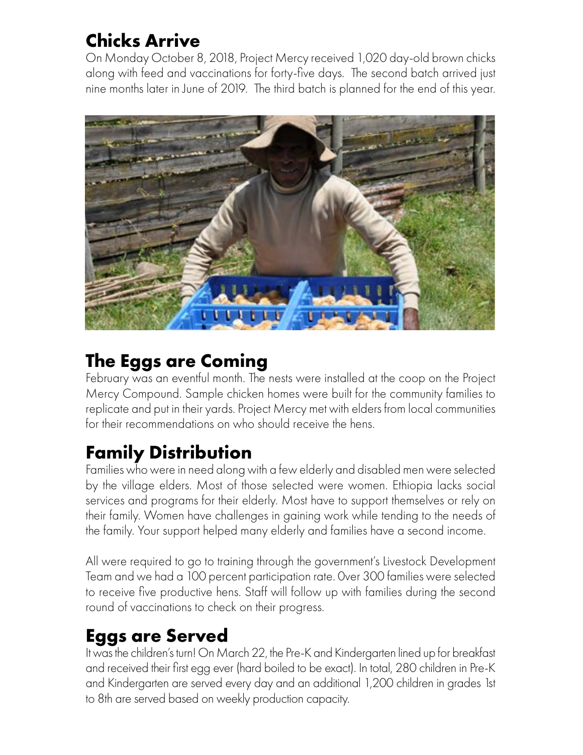## Chicks Arrive

On Monday October 8, 2018, Project Mercy received 1,020 day-old brown chicks along with feed and vaccinations for forty-five days. The second batch arrived just nine months later in June of 2019. The third batch is planned for the end of this year.

## The Eggs are Coming

February was an eventful month. The nests were installed at the coop on the Project Mercy Compound. Sample chicken homes were built for the community families to replicate and put in their yards. Project Mercy met with elders from local communities for their recommendations on who should receive the hens.

## Family Distribution

Families who were in need along with a few elderly and disabled men were selected by the village elders. Most of those selected were women. Ethiopia lacks social services and programs for their elderly. Most have to support themselves or rely on their family. Women have challenges in gaining work while tending to the needs of the family. Your support helped many elderly and families have a second income.

All were required to go to training through the government's Livestock Development Team and we had a 100 percent participation rate. 0ver 300 families were selected to receive five productive hens. Staff will follow up with families during the second round of vaccinations to check on their progress.

## Eggs are Served

It was the children's turn! On March 22, the Pre-K and Kindergarten lined up for breakfast and received their first egg ever (hard boiled to be exact). In total, 280 children in Pre-K and Kindergarten are served every day and an additional 1,200 children in grades 1st to 8th are served based on weekly production capacity.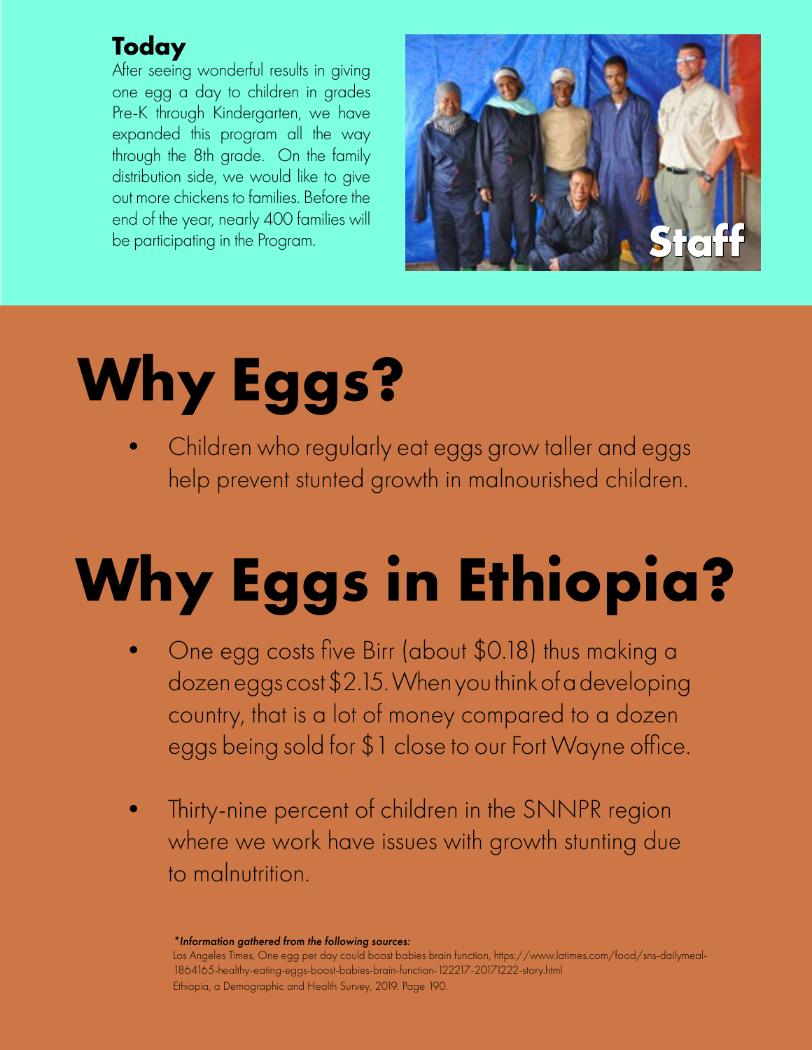## Today

After seeing wonderful results in giving one egg a day to children in grades Pre-K through Kindergarten, we have expanded this program all the way through the 8th grade. On the family distribution side, we would like to give out more chickens to families. Before the end of the year, nearly 400 families will be participating in the Program.

Staff

# Why Eggs?

- Children who regularly eat eggs grow taller and eggs help prevent stunted growth in malnourished children.

# Why Eggs in Ethiopia?

- One egg costs five Birr (about $0.18) thus making a dozen eggs cost $2.15. When you think of a developing country, that is a lot of money compared to a dozen eggs being sold for $1 close to our Fort Wayne office.

- Thirty-nine percent of children in the SNNPR region where we work have issues with growth stunting due to malnutrition.

*\*Information gathered from the following sources:*

Los Angeles Times, One egg per day could boost babies brain function, https://www.latimes.com/food/sns-dailymeal-1864165-healthy-eating-eggs-boost-babies-brain-function-122217-20171222-story.html

Ethiopia, a Demographic and Health Survey, 2019. Page 190.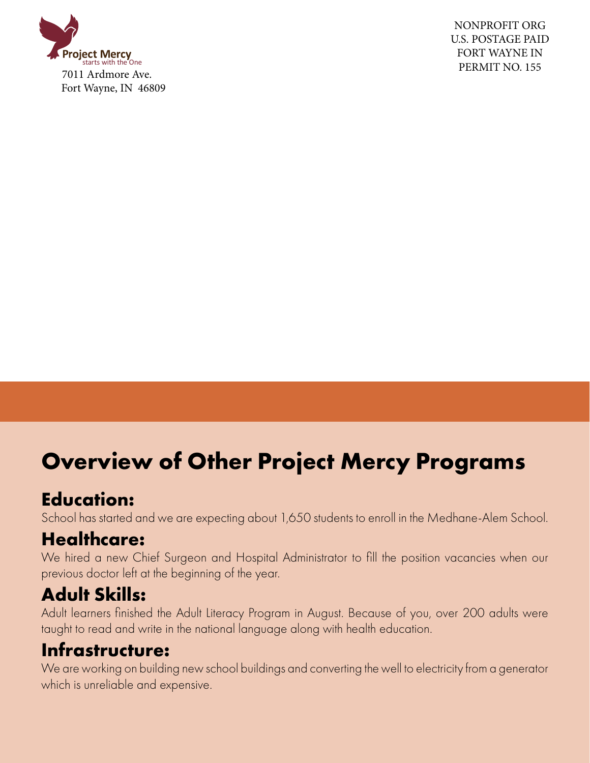Project Mercy
starts with the One
7011 Ardmore Ave.
Fort Wayne, IN 46809

NONPROFIT ORG
U.S. POSTAGE PAID
FORT WAYNE IN
PERMIT NO. 155

# Overview of Other Project Mercy Programs

## Education:

School has started and we are expecting about 1,650 students to enroll in the Medhane-Alem School.

## Healthcare:

We hired a new Chief Surgeon and Hospital Administrator to fill the position vacancies when our previous doctor left at the beginning of the year.

## Adult Skills:

Adult learners finished the Adult Literacy Program in August. Because of you, over 200 adults were taught to read and write in the national language along with health education.

## Infrastructure:

We are working on building new school buildings and converting the well to electricity from a generator which is unreliable and expensive.